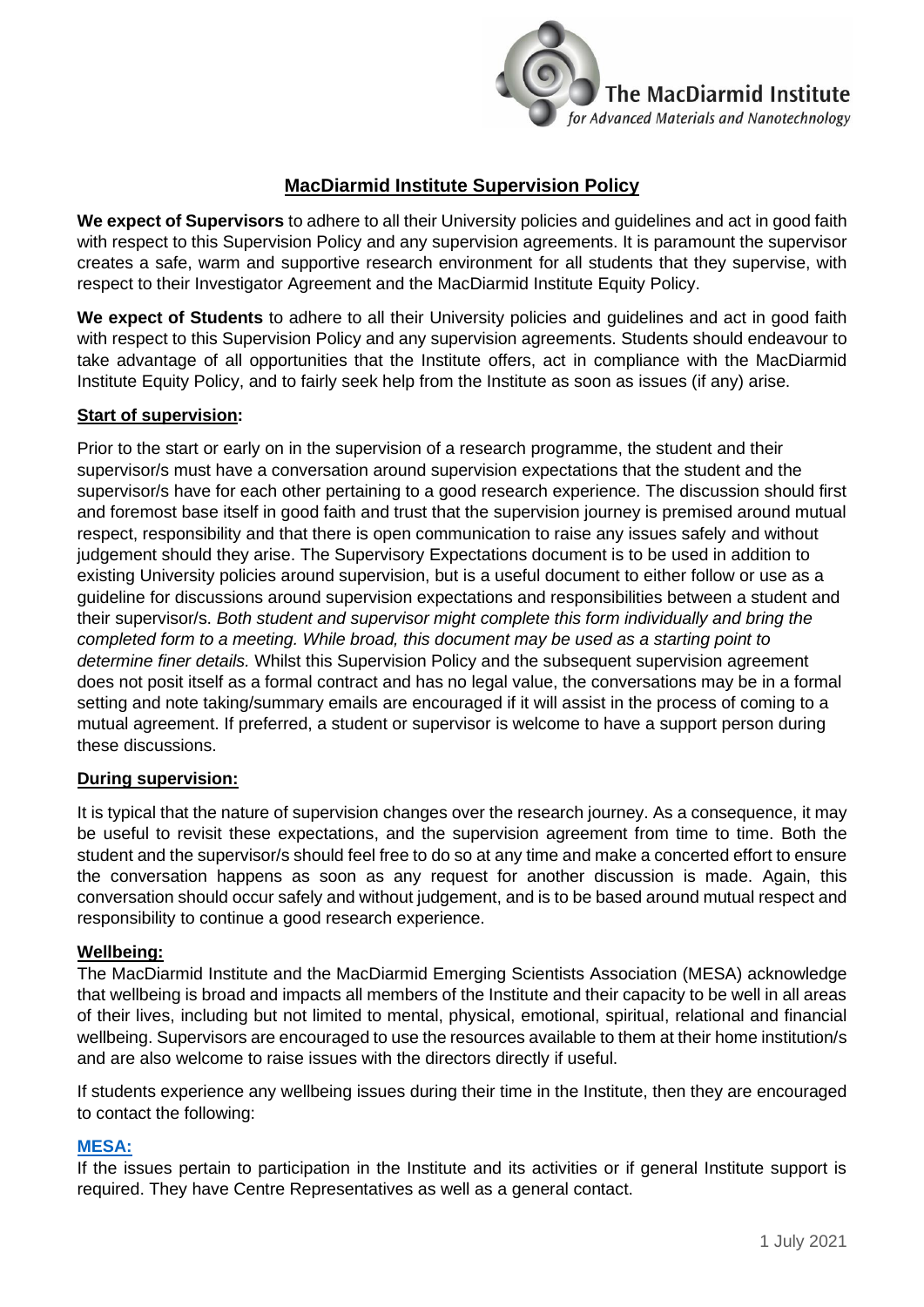The MacDiarmid Institute
*for Advanced Materials and Nanotechnology*

# MacDiarmid Institute Supervision Policy

**We expect of Supervisors** to adhere to all their University policies and guidelines and act in good faith with respect to this Supervision Policy and any supervision agreements. It is paramount the supervisor creates a safe, warm and supportive research environment for all students that they supervise, with respect to their Investigator Agreement and the MacDiarmid Institute Equity Policy.

**We expect of Students** to adhere to all their University policies and guidelines and act in good faith with respect to this Supervision Policy and any supervision agreements. Students should endeavour to take advantage of all opportunities that the Institute offers, act in compliance with the MacDiarmid Institute Equity Policy, and to fairly seek help from the Institute as soon as issues (if any) arise.

## Start of supervision:

Prior to the start or early on in the supervision of a research programme, the student and their supervisor/s must have a conversation around supervision expectations that the student and the supervisor/s have for each other pertaining to a good research experience. The discussion should first and foremost base itself in good faith and trust that the supervision journey is premised around mutual respect, responsibility and that there is open communication to raise any issues safely and without judgement should they arise. The Supervisory Expectations document is to be used in addition to existing University policies around supervision, but is a useful document to either follow or use as a guideline for discussions around supervision expectations and responsibilities between a student and their supervisor/s. *Both student and supervisor might complete this form individually and bring the completed form to a meeting. While broad, this document may be used as a starting point to determine finer details.* Whilst this Supervision Policy and the subsequent supervision agreement does not posit itself as a formal contract and has no legal value, the conversations may be in a formal setting and note taking/summary emails are encouraged if it will assist in the process of coming to a mutual agreement. If preferred, a student or supervisor is welcome to have a support person during these discussions.

## During supervision:

It is typical that the nature of supervision changes over the research journey. As a consequence, it may be useful to revisit these expectations, and the supervision agreement from time to time. Both the student and the supervisor/s should feel free to do so at any time and make a concerted effort to ensure the conversation happens as soon as any request for another discussion is made. Again, this conversation should occur safely and without judgement, and is to be based around mutual respect and responsibility to continue a good research experience.

## Wellbeing:

The MacDiarmid Institute and the MacDiarmid Emerging Scientists Association (MESA) acknowledge that wellbeing is broad and impacts all members of the Institute and their capacity to be well in all areas of their lives, including but not limited to mental, physical, emotional, spiritual, relational and financial wellbeing. Supervisors are encouraged to use the resources available to them at their home institution/s and are also welcome to raise issues with the directors directly if useful.

If students experience any wellbeing issues during their time in the Institute, then they are encouraged to contact the following:

### MESA:

If the issues pertain to participation in the Institute and its activities or if general Institute support is required. They have Centre Representatives as well as a general contact.

1 July 2021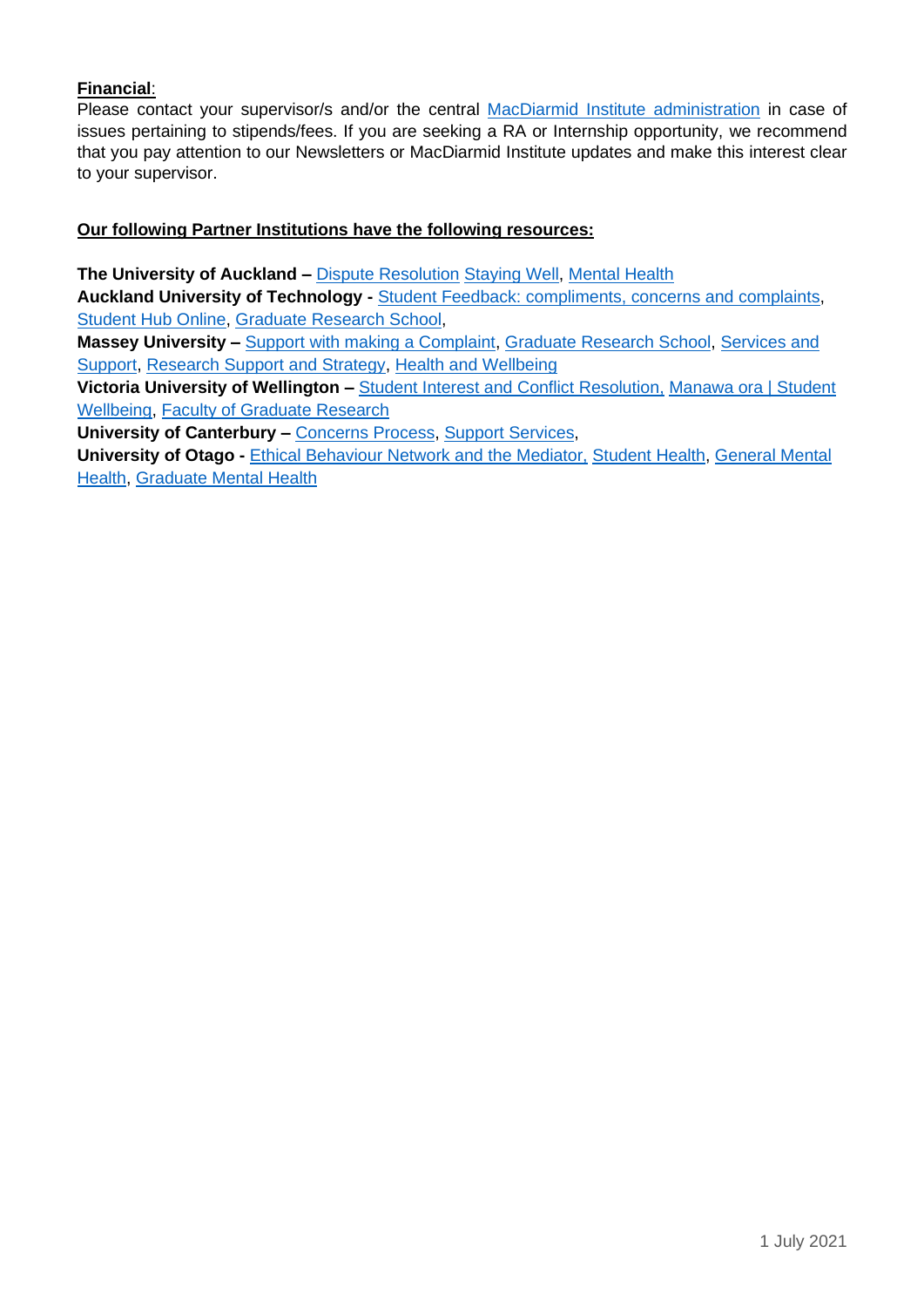**Financial**:
Please contact your supervisor/s and/or the central MacDiarmid Institute administration in case of issues pertaining to stipends/fees. If you are seeking a RA or Internship opportunity, we recommend that you pay attention to our Newsletters or MacDiarmid Institute updates and make this interest clear to your supervisor.

**Our following Partner Institutions have the following resources:**

**The University of Auckland –** Dispute Resolution Staying Well, Mental Health
**Auckland University of Technology -** Student Feedback: compliments, concerns and complaints, Student Hub Online, Graduate Research School,
**Massey University –** Support with making a Complaint, Graduate Research School, Services and Support, Research Support and Strategy, Health and Wellbeing
**Victoria University of Wellington –** Student Interest and Conflict Resolution, Manawa ora | Student Wellbeing, Faculty of Graduate Research
**University of Canterbury –** Concerns Process, Support Services,
**University of Otago -** Ethical Behaviour Network and the Mediator, Student Health, General Mental Health, Graduate Mental Health

1 July 2021